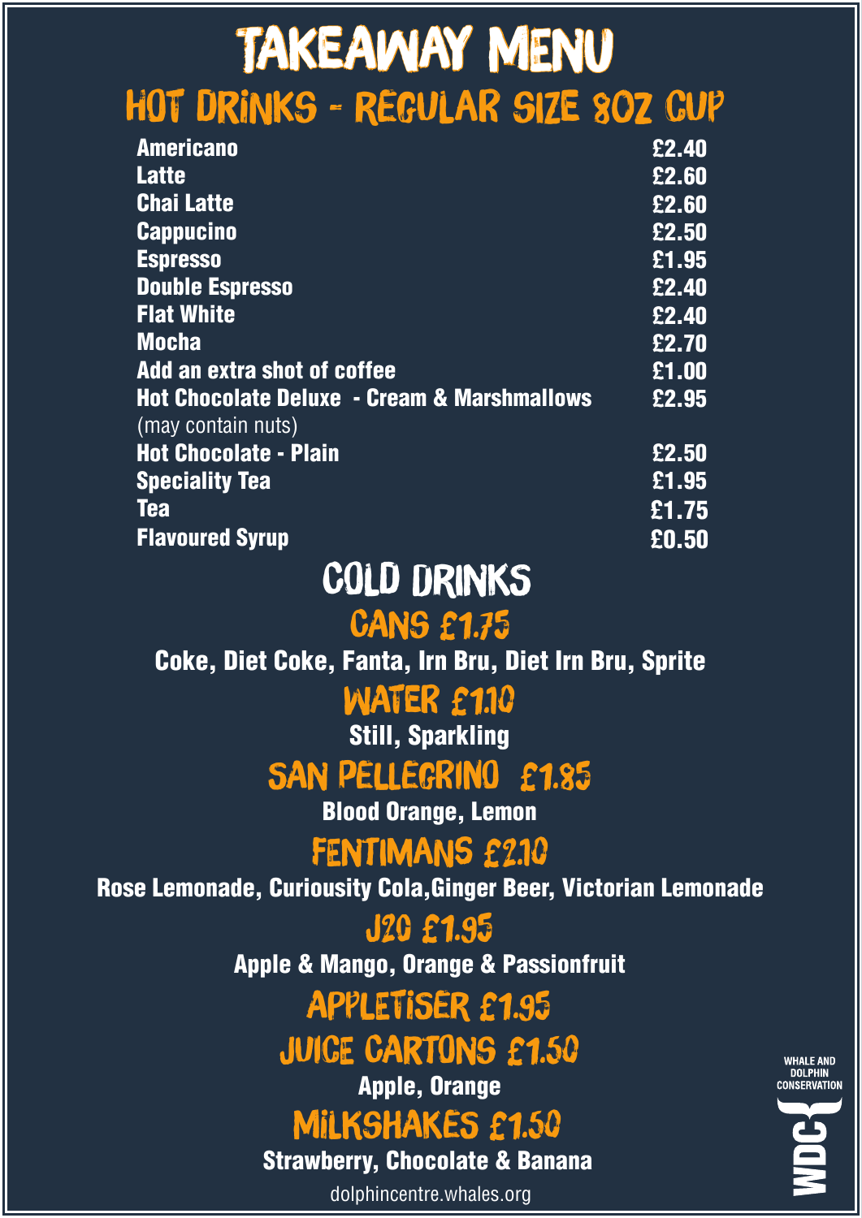# TAKEAWAY MENU

## HOT DRINKS - REGULAR SIZE 8OZ CUP

| Item | Price |
|---|---|
| **Americano** | **£2.40** |
| **Latte** | **£2.60** |
| **Chai Latte** | **£2.60** |
| **Cappucino** | **£2.50** |
| **Espresso** | **£1.95** |
| **Double Espresso** | **£2.40** |
| **Flat White** | **£2.40** |
| **Mocha** | **£2.70** |
| **Add an extra shot of coffee** | **£1.00** |
| **Hot Chocolate Deluxe - Cream & Marshmallows** (may contain nuts) | **£2.95** |
| **Hot Chocolate - Plain** | **£2.50** |
| **Speciality Tea** | **£1.95** |
| **Tea** | **£1.75** |
| **Flavoured Syrup** | **£0.50** |

## COLD DRINKS

### CANS £1.75

**Coke, Diet Coke, Fanta, Irn Bru, Diet Irn Bru, Sprite**

### WATER £1.10

**Still, Sparkling**

### SAN PELLEGRINO £1.85

**Blood Orange, Lemon**

### FENTIMANS £2.10

**Rose Lemonade, Curiousity Cola,Ginger Beer, Victorian Lemonade**

### J2O £1.95

**Apple & Mango, Orange & Passionfruit**

### APPLETISER £1.95

### JUICE CARTONS £1.50

**Apple, Orange**

### MILKSHAKES £1.50

**Strawberry, Chocolate & Banana**

dolphincentre.whales.org

WHALE AND DOLPHIN CONSERVATION

WDC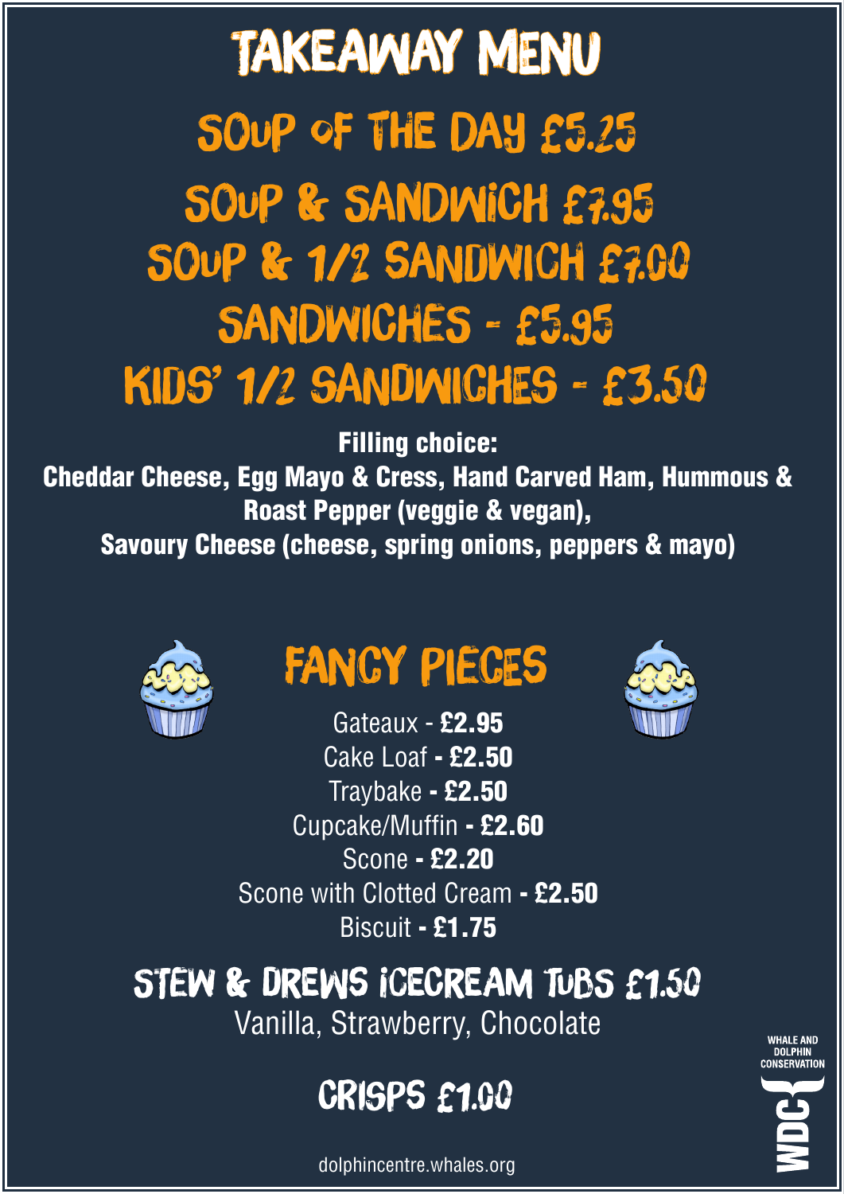# TAKEAWAY MENU

## SOUP OF THE DAY £5.25

## SOUP & SANDWICH £7.95

## SOUP & 1/2 SANDWICH £7.00

## SANDWICHES - £5.95

## KIDS' 1/2 SANDWICHES - £3.50

**Filling choice:**
**Cheddar Cheese, Egg Mayo & Cress, Hand Carved Ham, Hummous & Roast Pepper (veggie & vegan),**
**Savoury Cheese (cheese, spring onions, peppers & mayo)**

## FANCY PIECES

Gateaux - **£2.95**
Cake Loaf **- £2.50**
Traybake **- £2.50**
Cupcake/Muffin **- £2.60**
Scone **- £2.20**
Scone with Clotted Cream **- £2.50**
Biscuit **- £1.75**

## STEW & DREWS ICECREAM TUBS £1.50

Vanilla, Strawberry, Chocolate

## CRISPS £1.00

WHALE AND DOLPHIN CONSERVATION
WDC

dolphincentre.whales.org